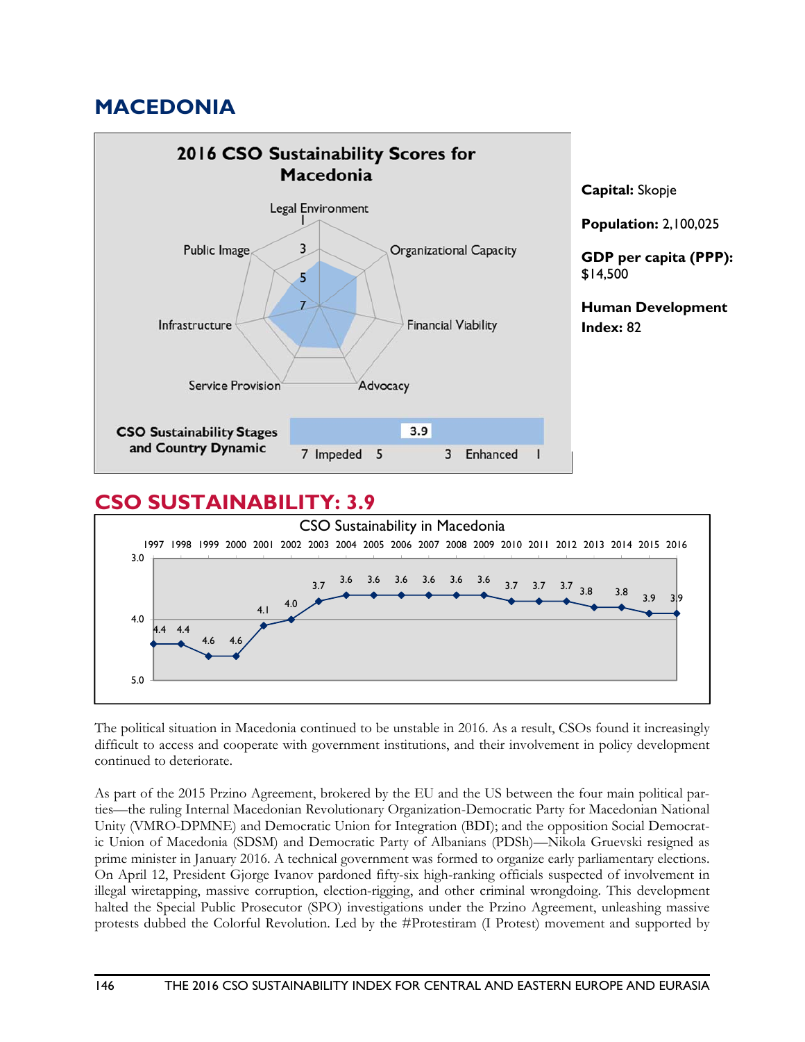# MACEDONIA

2016 CSO Sustainability Scores for Macedonia

Legal Environment
1
3
5
7
Organizational Capacity
Financial Viability
Advocacy
Service Provision
Infrastructure
Public Image

CSO Sustainability Stages and Country Dynamic
3.9
7 Impeded 5 3 Enhanced 1

**Capital:** Skopje

**Population:** 2,100,025

**GDP per capita (PPP):** $14,500

**Human Development Index:** 82

## CSO SUSTAINABILITY: 3.9

CSO Sustainability in Macedonia

1997 1998 1999 2000 2001 2002 2003 2004 2005 2006 2007 2008 2009 2010 2011 2012 2013 2014 2015 2016

3.0
4.0
5.0

4.4 4.4 4.6 4.6 4.1 4.0 3.7 3.6 3.6 3.6 3.6 3.6 3.6 3.7 3.7 3.7 3.8 3.8 3.9 3.9

The political situation in Macedonia continued to be unstable in 2016. As a result, CSOs found it increasingly difficult to access and cooperate with government institutions, and their involvement in policy development continued to deteriorate.

As part of the 2015 Przino Agreement, brokered by the EU and the US between the four main political parties—the ruling Internal Macedonian Revolutionary Organization-Democratic Party for Macedonian National Unity (VMRO-DPMNE) and Democratic Union for Integration (BDI); and the opposition Social Democratic Union of Macedonia (SDSM) and Democratic Party of Albanians (PDSh)—Nikola Gruevski resigned as prime minister in January 2016. A technical government was formed to organize early parliamentary elections. On April 12, President Gjorge Ivanov pardoned fifty-six high-ranking officials suspected of involvement in illegal wiretapping, massive corruption, election-rigging, and other criminal wrongdoing. This development halted the Special Public Prosecutor (SPO) investigations under the Przino Agreement, unleashing massive protests dubbed the Colorful Revolution. Led by the #Protestiram (I Protest) movement and supported by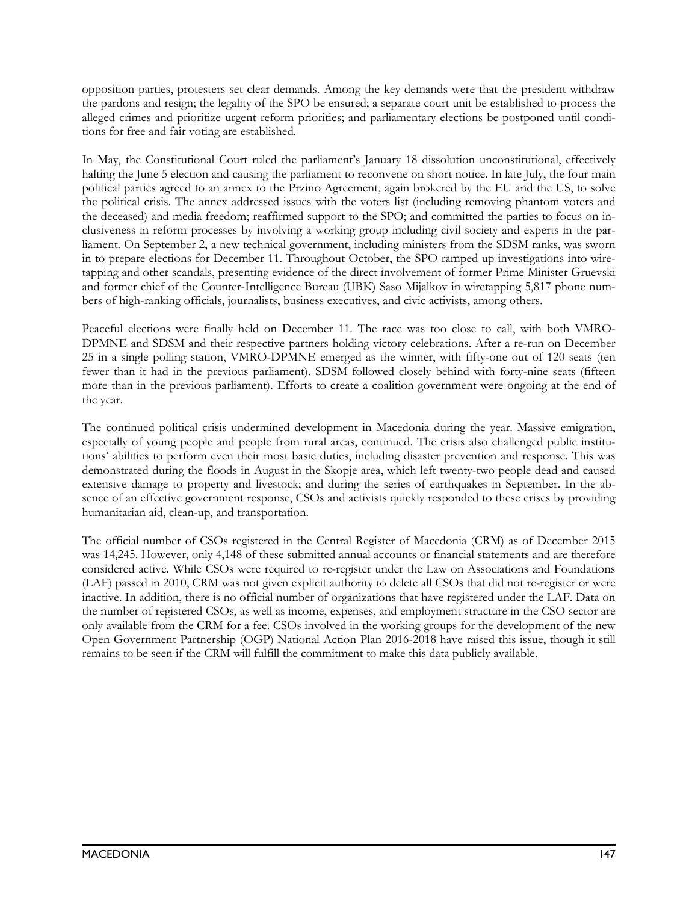opposition parties, protesters set clear demands. Among the key demands were that the president withdraw the pardons and resign; the legality of the SPO be ensured; a separate court unit be established to process the alleged crimes and prioritize urgent reform priorities; and parliamentary elections be postponed until conditions for free and fair voting are established.

In May, the Constitutional Court ruled the parliament's January 18 dissolution unconstitutional, effectively halting the June 5 election and causing the parliament to reconvene on short notice. In late July, the four main political parties agreed to an annex to the Przino Agreement, again brokered by the EU and the US, to solve the political crisis. The annex addressed issues with the voters list (including removing phantom voters and the deceased) and media freedom; reaffirmed support to the SPO; and committed the parties to focus on inclusiveness in reform processes by involving a working group including civil society and experts in the parliament. On September 2, a new technical government, including ministers from the SDSM ranks, was sworn in to prepare elections for December 11. Throughout October, the SPO ramped up investigations into wiretapping and other scandals, presenting evidence of the direct involvement of former Prime Minister Gruevski and former chief of the Counter-Intelligence Bureau (UBK) Saso Mijalkov in wiretapping 5,817 phone numbers of high-ranking officials, journalists, business executives, and civic activists, among others.

Peaceful elections were finally held on December 11. The race was too close to call, with both VMRO-DPMNE and SDSM and their respective partners holding victory celebrations. After a re-run on December 25 in a single polling station, VMRO-DPMNE emerged as the winner, with fifty-one out of 120 seats (ten fewer than it had in the previous parliament). SDSM followed closely behind with forty-nine seats (fifteen more than in the previous parliament). Efforts to create a coalition government were ongoing at the end of the year.

The continued political crisis undermined development in Macedonia during the year. Massive emigration, especially of young people and people from rural areas, continued. The crisis also challenged public institutions' abilities to perform even their most basic duties, including disaster prevention and response. This was demonstrated during the floods in August in the Skopje area, which left twenty-two people dead and caused extensive damage to property and livestock; and during the series of earthquakes in September. In the absence of an effective government response, CSOs and activists quickly responded to these crises by providing humanitarian aid, clean-up, and transportation.

The official number of CSOs registered in the Central Register of Macedonia (CRM) as of December 2015 was 14,245. However, only 4,148 of these submitted annual accounts or financial statements and are therefore considered active. While CSOs were required to re-register under the Law on Associations and Foundations (LAF) passed in 2010, CRM was not given explicit authority to delete all CSOs that did not re-register or were inactive. In addition, there is no official number of organizations that have registered under the LAF. Data on the number of registered CSOs, as well as income, expenses, and employment structure in the CSO sector are only available from the CRM for a fee. CSOs involved in the working groups for the development of the new Open Government Partnership (OGP) National Action Plan 2016-2018 have raised this issue, though it still remains to be seen if the CRM will fulfill the commitment to make this data publicly available.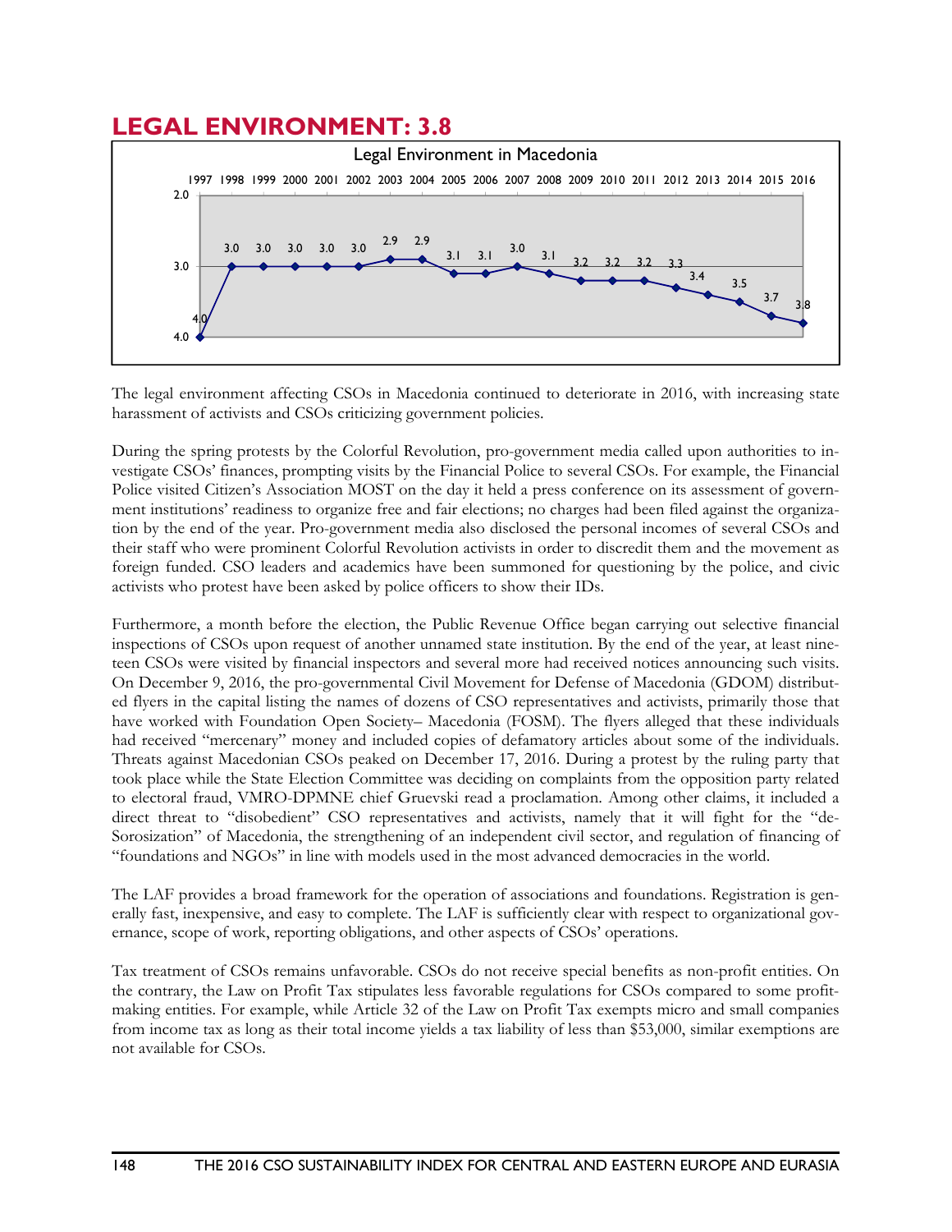# LEGAL ENVIRONMENT: 3.8

Legal Environment in Macedonia

1997 1998 1999 2000 2001 2002 2003 2004 2005 2006 2007 2008 2009 2010 2011 2012 2013 2014 2015 2016

2.0
3.0
4.0

4.0 3.0 3.0 3.0 3.0 3.0 2.9 2.9 3.1 3.1 3.0 3.1 3.2 3.2 3.2 3.3 3.4 3.5 3.7 3.8

The legal environment affecting CSOs in Macedonia continued to deteriorate in 2016, with increasing state harassment of activists and CSOs criticizing government policies.

During the spring protests by the Colorful Revolution, pro-government media called upon authorities to investigate CSOs' finances, prompting visits by the Financial Police to several CSOs. For example, the Financial Police visited Citizen's Association MOST on the day it held a press conference on its assessment of government institutions' readiness to organize free and fair elections; no charges had been filed against the organization by the end of the year. Pro-government media also disclosed the personal incomes of several CSOs and their staff who were prominent Colorful Revolution activists in order to discredit them and the movement as foreign funded. CSO leaders and academics have been summoned for questioning by the police, and civic activists who protest have been asked by police officers to show their IDs.

Furthermore, a month before the election, the Public Revenue Office began carrying out selective financial inspections of CSOs upon request of another unnamed state institution. By the end of the year, at least nineteen CSOs were visited by financial inspectors and several more had received notices announcing such visits. On December 9, 2016, the pro-governmental Civil Movement for Defense of Macedonia (GDOM) distributed flyers in the capital listing the names of dozens of CSO representatives and activists, primarily those that have worked with Foundation Open Society– Macedonia (FOSM). The flyers alleged that these individuals had received "mercenary" money and included copies of defamatory articles about some of the individuals. Threats against Macedonian CSOs peaked on December 17, 2016. During a protest by the ruling party that took place while the State Election Committee was deciding on complaints from the opposition party related to electoral fraud, VMRO-DPMNE chief Gruevski read a proclamation. Among other claims, it included a direct threat to "disobedient" CSO representatives and activists, namely that it will fight for the "de-Sorosization" of Macedonia, the strengthening of an independent civil sector, and regulation of financing of "foundations and NGOs" in line with models used in the most advanced democracies in the world.

The LAF provides a broad framework for the operation of associations and foundations. Registration is generally fast, inexpensive, and easy to complete. The LAF is sufficiently clear with respect to organizational governance, scope of work, reporting obligations, and other aspects of CSOs' operations.

Tax treatment of CSOs remains unfavorable. CSOs do not receive special benefits as non-profit entities. On the contrary, the Law on Profit Tax stipulates less favorable regulations for CSOs compared to some profit-making entities. For example, while Article 32 of the Law on Profit Tax exempts micro and small companies from income tax as long as their total income yields a tax liability of less than $53,000, similar exemptions are not available for CSOs.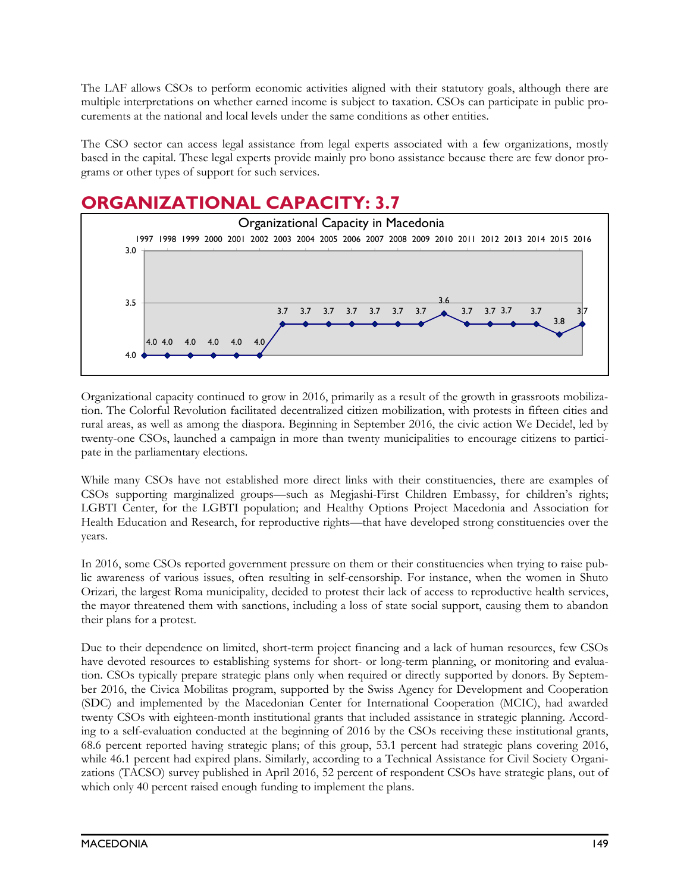The LAF allows CSOs to perform economic activities aligned with their statutory goals, although there are multiple interpretations on whether earned income is subject to taxation. CSOs can participate in public procurements at the national and local levels under the same conditions as other entities.

The CSO sector can access legal assistance from legal experts associated with a few organizations, mostly based in the capital. These legal experts provide mainly pro bono assistance because there are few donor programs or other types of support for such services.

# ORGANIZATIONAL CAPACITY: 3.7

Organizational Capacity in Macedonia

1997 1998 1999 2000 2001 2002 2003 2004 2005 2006 2007 2008 2009 2010 2011 2012 2013 2014 2015 2016

3.0
3.5
4.0

4.0 4.0 4.0 4.0 4.0 4.0 3.7 3.7 3.7 3.7 3.7 3.7 3.7 3.6 3.7 3.7 3.7 3.7 3.8 3.7

Organizational capacity continued to grow in 2016, primarily as a result of the growth in grassroots mobilization. The Colorful Revolution facilitated decentralized citizen mobilization, with protests in fifteen cities and rural areas, as well as among the diaspora. Beginning in September 2016, the civic action We Decide!, led by twenty-one CSOs, launched a campaign in more than twenty municipalities to encourage citizens to participate in the parliamentary elections.

While many CSOs have not established more direct links with their constituencies, there are examples of CSOs supporting marginalized groups—such as Megjashi-First Children Embassy, for children's rights; LGBTI Center, for the LGBTI population; and Healthy Options Project Macedonia and Association for Health Education and Research, for reproductive rights—that have developed strong constituencies over the years.

In 2016, some CSOs reported government pressure on them or their constituencies when trying to raise public awareness of various issues, often resulting in self-censorship. For instance, when the women in Shuto Orizari, the largest Roma municipality, decided to protest their lack of access to reproductive health services, the mayor threatened them with sanctions, including a loss of state social support, causing them to abandon their plans for a protest.

Due to their dependence on limited, short-term project financing and a lack of human resources, few CSOs have devoted resources to establishing systems for short- or long-term planning, or monitoring and evaluation. CSOs typically prepare strategic plans only when required or directly supported by donors. By September 2016, the Civica Mobilitas program, supported by the Swiss Agency for Development and Cooperation (SDC) and implemented by the Macedonian Center for International Cooperation (MCIC), had awarded twenty CSOs with eighteen-month institutional grants that included assistance in strategic planning. According to a self-evaluation conducted at the beginning of 2016 by the CSOs receiving these institutional grants, 68.6 percent reported having strategic plans; of this group, 53.1 percent had strategic plans covering 2016, while 46.1 percent had expired plans. Similarly, according to a Technical Assistance for Civil Society Organizations (TACSO) survey published in April 2016, 52 percent of respondent CSOs have strategic plans, out of which only 40 percent raised enough funding to implement the plans.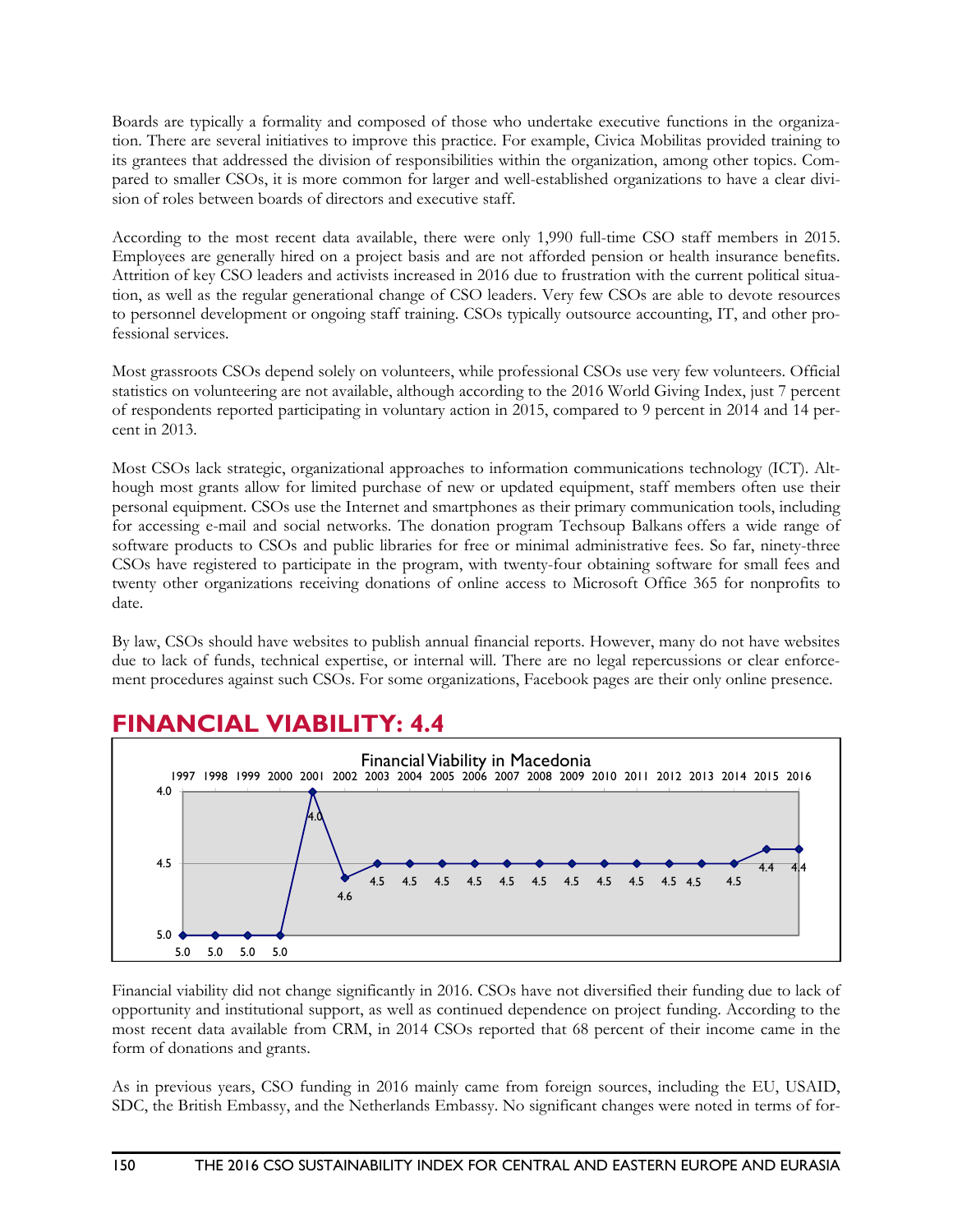Boards are typically a formality and composed of those who undertake executive functions in the organization. There are several initiatives to improve this practice. For example, Civica Mobilitas provided training to its grantees that addressed the division of responsibilities within the organization, among other topics. Compared to smaller CSOs, it is more common for larger and well-established organizations to have a clear division of roles between boards of directors and executive staff.

According to the most recent data available, there were only 1,990 full-time CSO staff members in 2015. Employees are generally hired on a project basis and are not afforded pension or health insurance benefits. Attrition of key CSO leaders and activists increased in 2016 due to frustration with the current political situation, as well as the regular generational change of CSO leaders. Very few CSOs are able to devote resources to personnel development or ongoing staff training. CSOs typically outsource accounting, IT, and other professional services.

Most grassroots CSOs depend solely on volunteers, while professional CSOs use very few volunteers. Official statistics on volunteering are not available, although according to the 2016 World Giving Index, just 7 percent of respondents reported participating in voluntary action in 2015, compared to 9 percent in 2014 and 14 percent in 2013.

Most CSOs lack strategic, organizational approaches to information communications technology (ICT). Although most grants allow for limited purchase of new or updated equipment, staff members often use their personal equipment. CSOs use the Internet and smartphones as their primary communication tools, including for accessing e-mail and social networks. The donation program Techsoup Balkans offers a wide range of software products to CSOs and public libraries for free or minimal administrative fees. So far, ninety-three CSOs have registered to participate in the program, with twenty-four obtaining software for small fees and twenty other organizations receiving donations of online access to Microsoft Office 365 for nonprofits to date.

By law, CSOs should have websites to publish annual financial reports. However, many do not have websites due to lack of funds, technical expertise, or internal will. There are no legal repercussions or clear enforcement procedures against such CSOs. For some organizations, Facebook pages are their only online presence.

## FINANCIAL VIABILITY: 4.4

Financial Viability in Macedonia

1997 1998 1999 2000 2001 2002 2003 2004 2005 2006 2007 2008 2009 2010 2011 2012 2013 2014 2015 2016

4.0
4.5
5.0

5.0 5.0 5.0 5.0 4.0 4.6 4.5 4.5 4.5 4.5 4.5 4.5 4.5 4.5 4.5 4.5 4.5 4.5 4.4 4.4

Financial viability did not change significantly in 2016. CSOs have not diversified their funding due to lack of opportunity and institutional support, as well as continued dependence on project funding. According to the most recent data available from CRM, in 2014 CSOs reported that 68 percent of their income came in the form of donations and grants.

As in previous years, CSO funding in 2016 mainly came from foreign sources, including the EU, USAID, SDC, the British Embassy, and the Netherlands Embassy. No significant changes were noted in terms of for-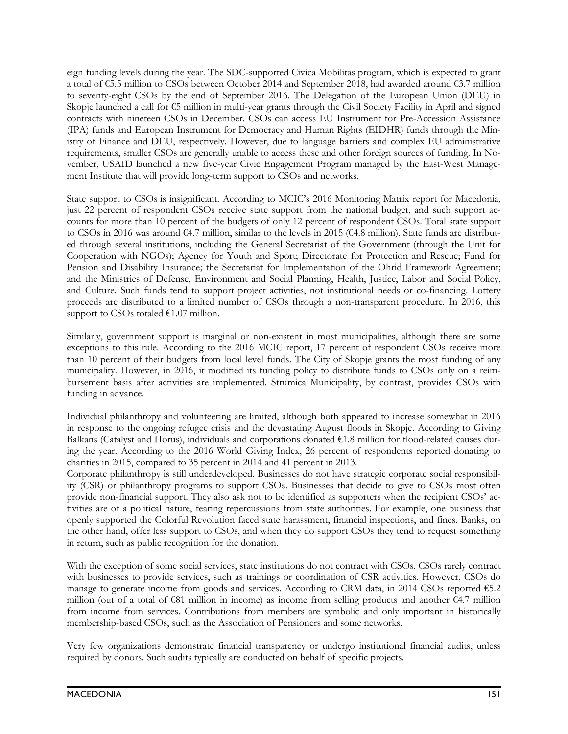eign funding levels during the year. The SDC-supported Civica Mobilitas program, which is expected to grant a total of €5.5 million to CSOs between October 2014 and September 2018, had awarded around €3.7 million to seventy-eight CSOs by the end of September 2016. The Delegation of the European Union (DEU) in Skopje launched a call for €5 million in multi-year grants through the Civil Society Facility in April and signed contracts with nineteen CSOs in December. CSOs can access EU Instrument for Pre-Accession Assistance (IPA) funds and European Instrument for Democracy and Human Rights (EIDHR) funds through the Ministry of Finance and DEU, respectively. However, due to language barriers and complex EU administrative requirements, smaller CSOs are generally unable to access these and other foreign sources of funding. In November, USAID launched a new five-year Civic Engagement Program managed by the East-West Management Institute that will provide long-term support to CSOs and networks.

State support to CSOs is insignificant. According to MCIC's 2016 Monitoring Matrix report for Macedonia, just 22 percent of respondent CSOs receive state support from the national budget, and such support accounts for more than 10 percent of the budgets of only 12 percent of respondent CSOs. Total state support to CSOs in 2016 was around €4.7 million, similar to the levels in 2015 (€4.8 million). State funds are distributed through several institutions, including the General Secretariat of the Government (through the Unit for Cooperation with NGOs); Agency for Youth and Sport; Directorate for Protection and Rescue; Fund for Pension and Disability Insurance; the Secretariat for Implementation of the Ohrid Framework Agreement; and the Ministries of Defense, Environment and Social Planning, Health, Justice, Labor and Social Policy, and Culture. Such funds tend to support project activities, not institutional needs or co-financing. Lottery proceeds are distributed to a limited number of CSOs through a non-transparent procedure. In 2016, this support to CSOs totaled €1.07 million.

Similarly, government support is marginal or non-existent in most municipalities, although there are some exceptions to this rule. According to the 2016 MCIC report, 17 percent of respondent CSOs receive more than 10 percent of their budgets from local level funds. The City of Skopje grants the most funding of any municipality. However, in 2016, it modified its funding policy to distribute funds to CSOs only on a reimbursement basis after activities are implemented. Strumica Municipality, by contrast, provides CSOs with funding in advance.

Individual philanthropy and volunteering are limited, although both appeared to increase somewhat in 2016 in response to the ongoing refugee crisis and the devastating August floods in Skopje. According to Giving Balkans (Catalyst and Horus), individuals and corporations donated €1.8 million for flood-related causes during the year. According to the 2016 World Giving Index, 26 percent of respondents reported donating to charities in 2015, compared to 35 percent in 2014 and 41 percent in 2013.

Corporate philanthropy is still underdeveloped. Businesses do not have strategic corporate social responsibility (CSR) or philanthropy programs to support CSOs. Businesses that decide to give to CSOs most often provide non-financial support. They also ask not to be identified as supporters when the recipient CSOs' activities are of a political nature, fearing repercussions from state authorities. For example, one business that openly supported the Colorful Revolution faced state harassment, financial inspections, and fines. Banks, on the other hand, offer less support to CSOs, and when they do support CSOs they tend to request something in return, such as public recognition for the donation.

With the exception of some social services, state institutions do not contract with CSOs. CSOs rarely contract with businesses to provide services, such as trainings or coordination of CSR activities. However, CSOs do manage to generate income from goods and services. According to CRM data, in 2014 CSOs reported €5.2 million (out of a total of €81 million in income) as income from selling products and another €4.7 million from income from services. Contributions from members are symbolic and only important in historically membership-based CSOs, such as the Association of Pensioners and some networks.

Very few organizations demonstrate financial transparency or undergo institutional financial audits, unless required by donors. Such audits typically are conducted on behalf of specific projects.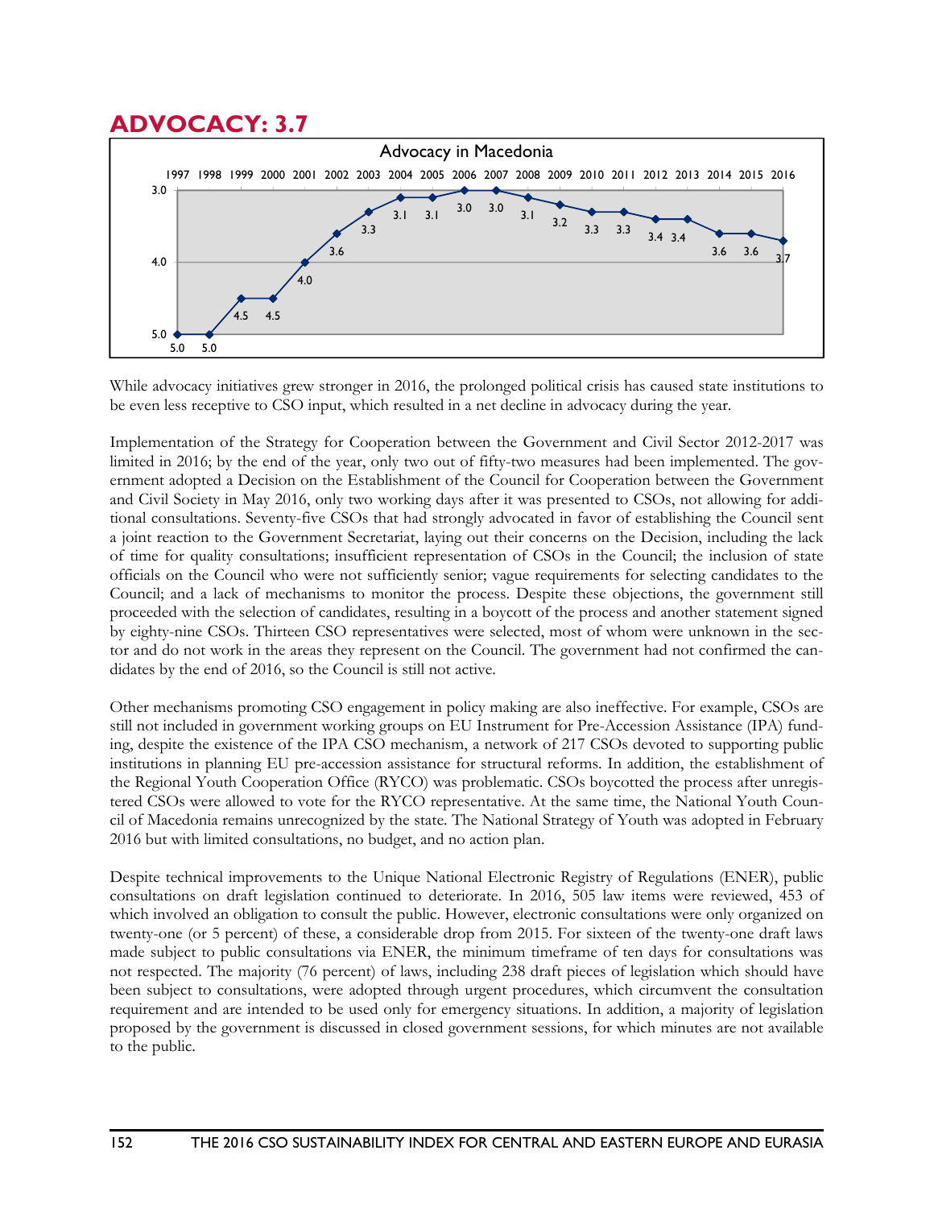# ADVOCACY: 3.7

Advocacy in Macedonia

1997 1998 1999 2000 2001 2002 2003 2004 2005 2006 2007 2008 2009 2010 2011 2012 2013 2014 2015 2016

3.0
4.0
5.0

5.0 5.0 4.5 4.5 4.0 3.6 3.3 3.1 3.1 3.0 3.0 3.1 3.2 3.3 3.3 3.4 3.4 3.6 3.6 3.7

While advocacy initiatives grew stronger in 2016, the prolonged political crisis has caused state institutions to be even less receptive to CSO input, which resulted in a net decline in advocacy during the year.

Implementation of the Strategy for Cooperation between the Government and Civil Sector 2012-2017 was limited in 2016; by the end of the year, only two out of fifty-two measures had been implemented. The government adopted a Decision on the Establishment of the Council for Cooperation between the Government and Civil Society in May 2016, only two working days after it was presented to CSOs, not allowing for additional consultations. Seventy-five CSOs that had strongly advocated in favor of establishing the Council sent a joint reaction to the Government Secretariat, laying out their concerns on the Decision, including the lack of time for quality consultations; insufficient representation of CSOs in the Council; the inclusion of state officials on the Council who were not sufficiently senior; vague requirements for selecting candidates to the Council; and a lack of mechanisms to monitor the process. Despite these objections, the government still proceeded with the selection of candidates, resulting in a boycott of the process and another statement signed by eighty-nine CSOs. Thirteen CSO representatives were selected, most of whom were unknown in the sector and do not work in the areas they represent on the Council. The government had not confirmed the candidates by the end of 2016, so the Council is still not active.

Other mechanisms promoting CSO engagement in policy making are also ineffective. For example, CSOs are still not included in government working groups on EU Instrument for Pre-Accession Assistance (IPA) funding, despite the existence of the IPA CSO mechanism, a network of 217 CSOs devoted to supporting public institutions in planning EU pre-accession assistance for structural reforms. In addition, the establishment of the Regional Youth Cooperation Office (RYCO) was problematic. CSOs boycotted the process after unregistered CSOs were allowed to vote for the RYCO representative. At the same time, the National Youth Council of Macedonia remains unrecognized by the state. The National Strategy of Youth was adopted in February 2016 but with limited consultations, no budget, and no action plan.

Despite technical improvements to the Unique National Electronic Registry of Regulations (ENER), public consultations on draft legislation continued to deteriorate. In 2016, 505 law items were reviewed, 453 of which involved an obligation to consult the public. However, electronic consultations were only organized on twenty-one (or 5 percent) of these, a considerable drop from 2015. For sixteen of the twenty-one draft laws made subject to public consultations via ENER, the minimum timeframe of ten days for consultations was not respected. The majority (76 percent) of laws, including 238 draft pieces of legislation which should have been subject to consultations, were adopted through urgent procedures, which circumvent the consultation requirement and are intended to be used only for emergency situations. In addition, a majority of legislation proposed by the government is discussed in closed government sessions, for which minutes are not available to the public.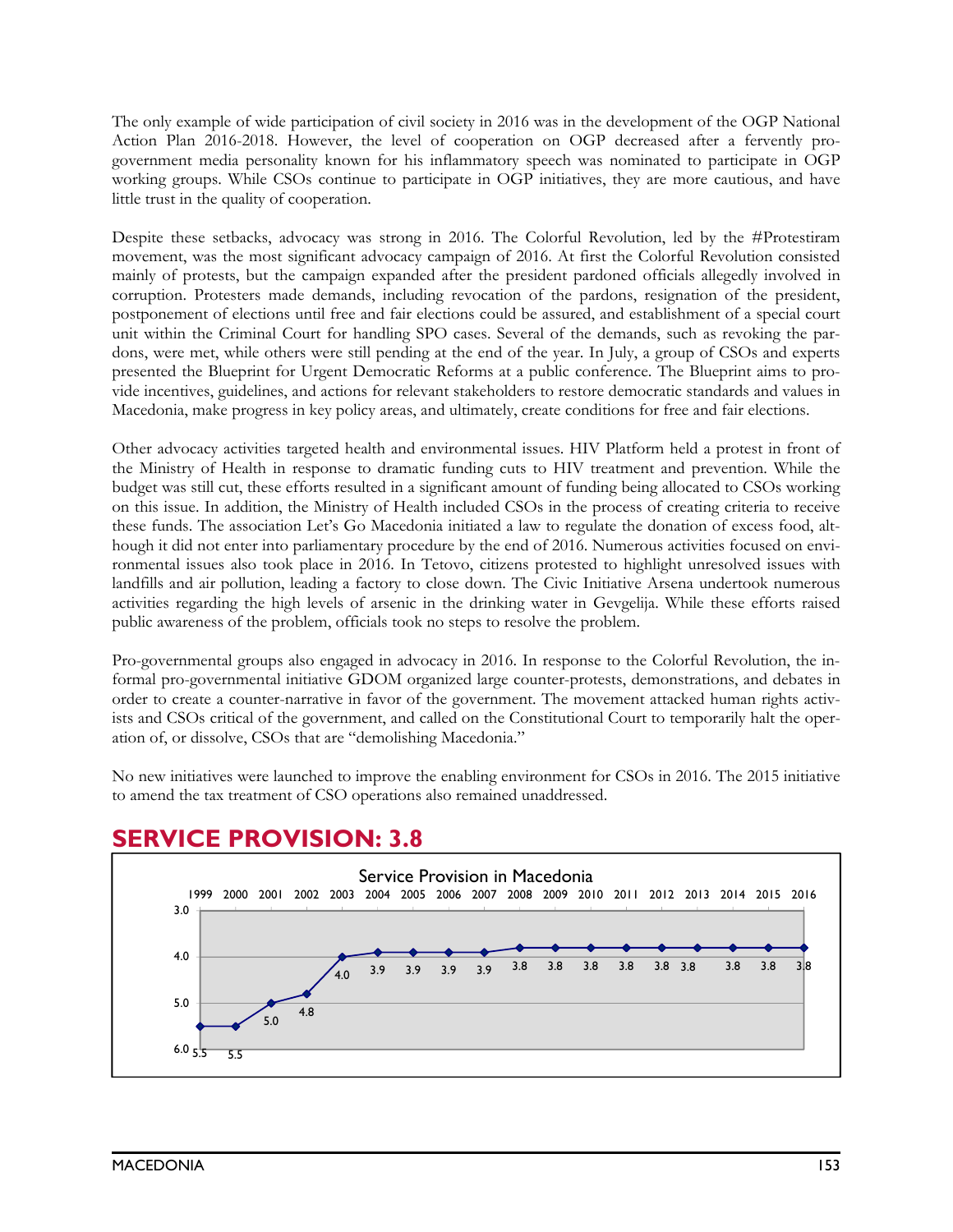The only example of wide participation of civil society in 2016 was in the development of the OGP National Action Plan 2016-2018. However, the level of cooperation on OGP decreased after a fervently pro-government media personality known for his inflammatory speech was nominated to participate in OGP working groups. While CSOs continue to participate in OGP initiatives, they are more cautious, and have little trust in the quality of cooperation.

Despite these setbacks, advocacy was strong in 2016. The Colorful Revolution, led by the #Protestiram movement, was the most significant advocacy campaign of 2016. At first the Colorful Revolution consisted mainly of protests, but the campaign expanded after the president pardoned officials allegedly involved in corruption. Protesters made demands, including revocation of the pardons, resignation of the president, postponement of elections until free and fair elections could be assured, and establishment of a special court unit within the Criminal Court for handling SPO cases. Several of the demands, such as revoking the pardons, were met, while others were still pending at the end of the year. In July, a group of CSOs and experts presented the Blueprint for Urgent Democratic Reforms at a public conference. The Blueprint aims to provide incentives, guidelines, and actions for relevant stakeholders to restore democratic standards and values in Macedonia, make progress in key policy areas, and ultimately, create conditions for free and fair elections.

Other advocacy activities targeted health and environmental issues. HIV Platform held a protest in front of the Ministry of Health in response to dramatic funding cuts to HIV treatment and prevention. While the budget was still cut, these efforts resulted in a significant amount of funding being allocated to CSOs working on this issue. In addition, the Ministry of Health included CSOs in the process of creating criteria to receive these funds. The association Let's Go Macedonia initiated a law to regulate the donation of excess food, although it did not enter into parliamentary procedure by the end of 2016. Numerous activities focused on environmental issues also took place in 2016. In Tetovo, citizens protested to highlight unresolved issues with landfills and air pollution, leading a factory to close down. The Civic Initiative Arsena undertook numerous activities regarding the high levels of arsenic in the drinking water in Gevgelija. While these efforts raised public awareness of the problem, officials took no steps to resolve the problem.

Pro-governmental groups also engaged in advocacy in 2016. In response to the Colorful Revolution, the informal pro-governmental initiative GDOM organized large counter-protests, demonstrations, and debates in order to create a counter-narrative in favor of the government. The movement attacked human rights activists and CSOs critical of the government, and called on the Constitutional Court to temporarily halt the operation of, or dissolve, CSOs that are "demolishing Macedonia."

No new initiatives were launched to improve the enabling environment for CSOs in 2016. The 2015 initiative to amend the tax treatment of CSO operations also remained unaddressed.

## SERVICE PROVISION: 3.8

Service Provision in Macedonia

1999 2000 2001 2002 2003 2004 2005 2006 2007 2008 2009 2010 2011 2012 2013 2014 2015 2016

3.0
4.0
5.0
6.0

5.5 5.5 5.0 4.8 4.0 3.9 3.9 3.9 3.9 3.8 3.8 3.8 3.8 3.8 3.8 3.8 3.8 3.8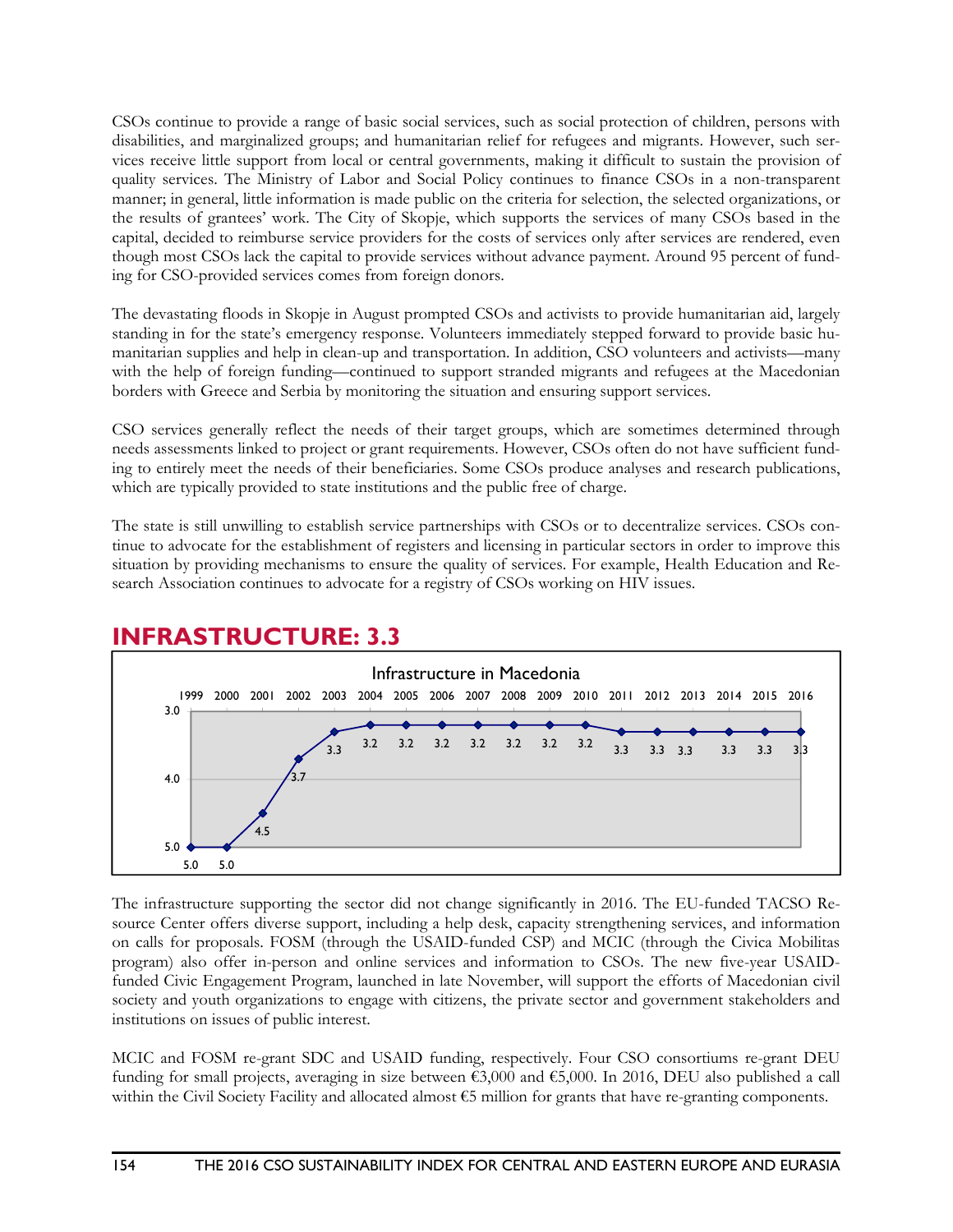CSOs continue to provide a range of basic social services, such as social protection of children, persons with disabilities, and marginalized groups; and humanitarian relief for refugees and migrants. However, such services receive little support from local or central governments, making it difficult to sustain the provision of quality services. The Ministry of Labor and Social Policy continues to finance CSOs in a non-transparent manner; in general, little information is made public on the criteria for selection, the selected organizations, or the results of grantees' work. The City of Skopje, which supports the services of many CSOs based in the capital, decided to reimburse service providers for the costs of services only after services are rendered, even though most CSOs lack the capital to provide services without advance payment. Around 95 percent of funding for CSO-provided services comes from foreign donors.

The devastating floods in Skopje in August prompted CSOs and activists to provide humanitarian aid, largely standing in for the state's emergency response. Volunteers immediately stepped forward to provide basic humanitarian supplies and help in clean-up and transportation. In addition, CSO volunteers and activists—many with the help of foreign funding—continued to support stranded migrants and refugees at the Macedonian borders with Greece and Serbia by monitoring the situation and ensuring support services.

CSO services generally reflect the needs of their target groups, which are sometimes determined through needs assessments linked to project or grant requirements. However, CSOs often do not have sufficient funding to entirely meet the needs of their beneficiaries. Some CSOs produce analyses and research publications, which are typically provided to state institutions and the public free of charge.

The state is still unwilling to establish service partnerships with CSOs or to decentralize services. CSOs continue to advocate for the establishment of registers and licensing in particular sectors in order to improve this situation by providing mechanisms to ensure the quality of services. For example, Health Education and Research Association continues to advocate for a registry of CSOs working on HIV issues.

## INFRASTRUCTURE: 3.3

Infrastructure in Macedonia

1999 2000 2001 2002 2003 2004 2005 2006 2007 2008 2009 2010 2011 2012 2013 2014 2015 2016

3.0
4.0
5.0

5.0 5.0 4.5 3.7 3.3 3.2 3.2 3.2 3.2 3.2 3.2 3.2 3.3 3.3 3.3 3.3 3.3 3.3

The infrastructure supporting the sector did not change significantly in 2016. The EU-funded TACSO Resource Center offers diverse support, including a help desk, capacity strengthening services, and information on calls for proposals. FOSM (through the USAID-funded CSP) and MCIC (through the Civica Mobilitas program) also offer in-person and online services and information to CSOs. The new five-year USAID-funded Civic Engagement Program, launched in late November, will support the efforts of Macedonian civil society and youth organizations to engage with citizens, the private sector and government stakeholders and institutions on issues of public interest.

MCIC and FOSM re-grant SDC and USAID funding, respectively. Four CSO consortiums re-grant DEU funding for small projects, averaging in size between €3,000 and €5,000. In 2016, DEU also published a call within the Civil Society Facility and allocated almost €5 million for grants that have re-granting components.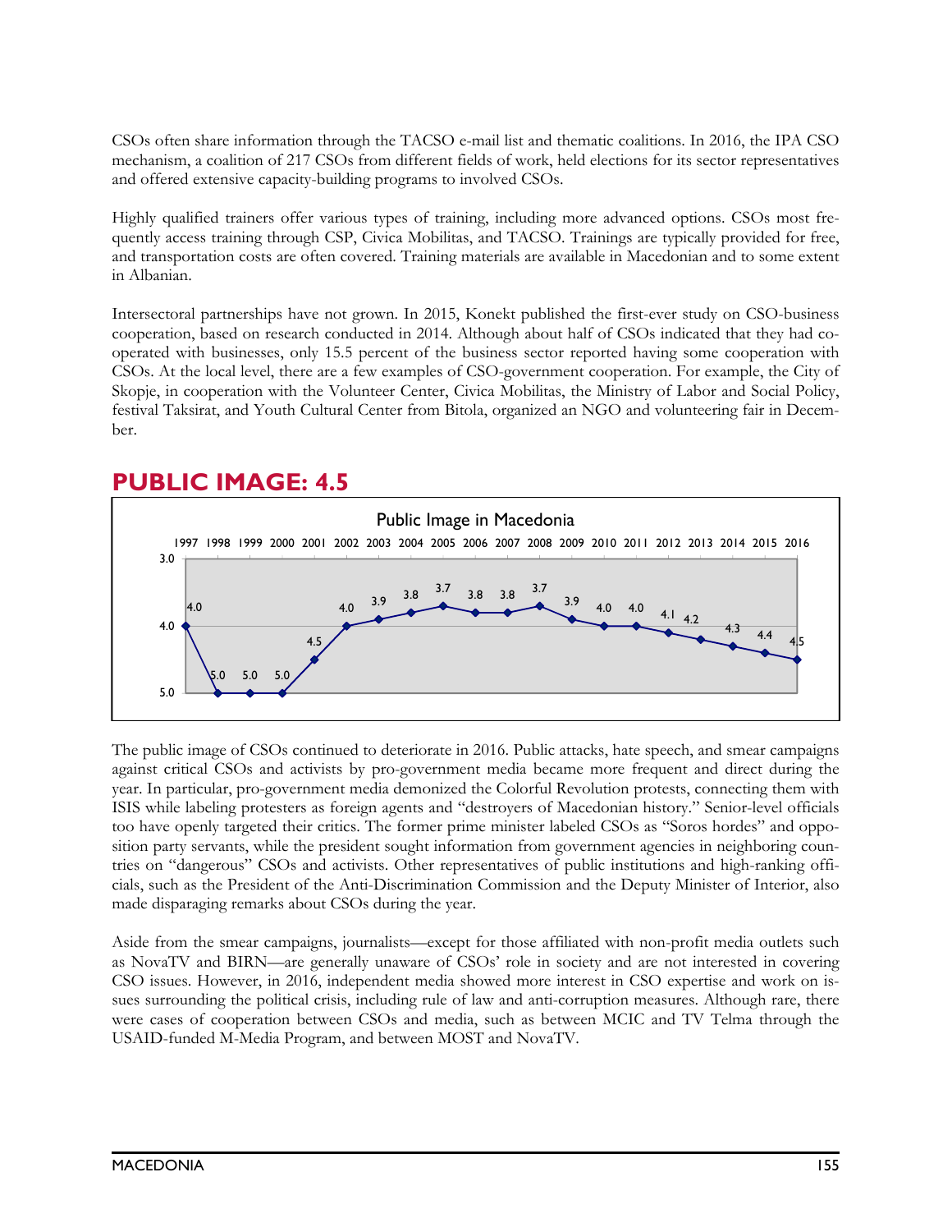CSOs often share information through the TACSO e-mail list and thematic coalitions. In 2016, the IPA CSO mechanism, a coalition of 217 CSOs from different fields of work, held elections for its sector representatives and offered extensive capacity-building programs to involved CSOs.

Highly qualified trainers offer various types of training, including more advanced options. CSOs most frequently access training through CSP, Civica Mobilitas, and TACSO. Trainings are typically provided for free, and transportation costs are often covered. Training materials are available in Macedonian and to some extent in Albanian.

Intersectoral partnerships have not grown. In 2015, Konekt published the first-ever study on CSO-business cooperation, based on research conducted in 2014. Although about half of CSOs indicated that they had cooperated with businesses, only 15.5 percent of the business sector reported having some cooperation with CSOs. At the local level, there are a few examples of CSO-government cooperation. For example, the City of Skopje, in cooperation with the Volunteer Center, Civica Mobilitas, the Ministry of Labor and Social Policy, festival Taksirat, and Youth Cultural Center from Bitola, organized an NGO and volunteering fair in December.

## PUBLIC IMAGE: 4.5

Public Image in Macedonia

1997 1998 1999 2000 2001 2002 2003 2004 2005 2006 2007 2008 2009 2010 2011 2012 2013 2014 2015 2016

3.0
4.0
5.0

4.0 5.0 5.0 5.0 4.5 4.0 3.9 3.8 3.7 3.8 3.8 3.7 3.9 4.0 4.0 4.1 4.2 4.3 4.4 4.5

The public image of CSOs continued to deteriorate in 2016. Public attacks, hate speech, and smear campaigns against critical CSOs and activists by pro-government media became more frequent and direct during the year. In particular, pro-government media demonized the Colorful Revolution protests, connecting them with ISIS while labeling protesters as foreign agents and "destroyers of Macedonian history." Senior-level officials too have openly targeted their critics. The former prime minister labeled CSOs as "Soros hordes" and opposition party servants, while the president sought information from government agencies in neighboring countries on "dangerous" CSOs and activists. Other representatives of public institutions and high-ranking officials, such as the President of the Anti-Discrimination Commission and the Deputy Minister of Interior, also made disparaging remarks about CSOs during the year.

Aside from the smear campaigns, journalists—except for those affiliated with non-profit media outlets such as NovaTV and BIRN—are generally unaware of CSOs' role in society and are not interested in covering CSO issues. However, in 2016, independent media showed more interest in CSO expertise and work on issues surrounding the political crisis, including rule of law and anti-corruption measures. Although rare, there were cases of cooperation between CSOs and media, such as between MCIC and TV Telma through the USAID-funded M-Media Program, and between MOST and NovaTV.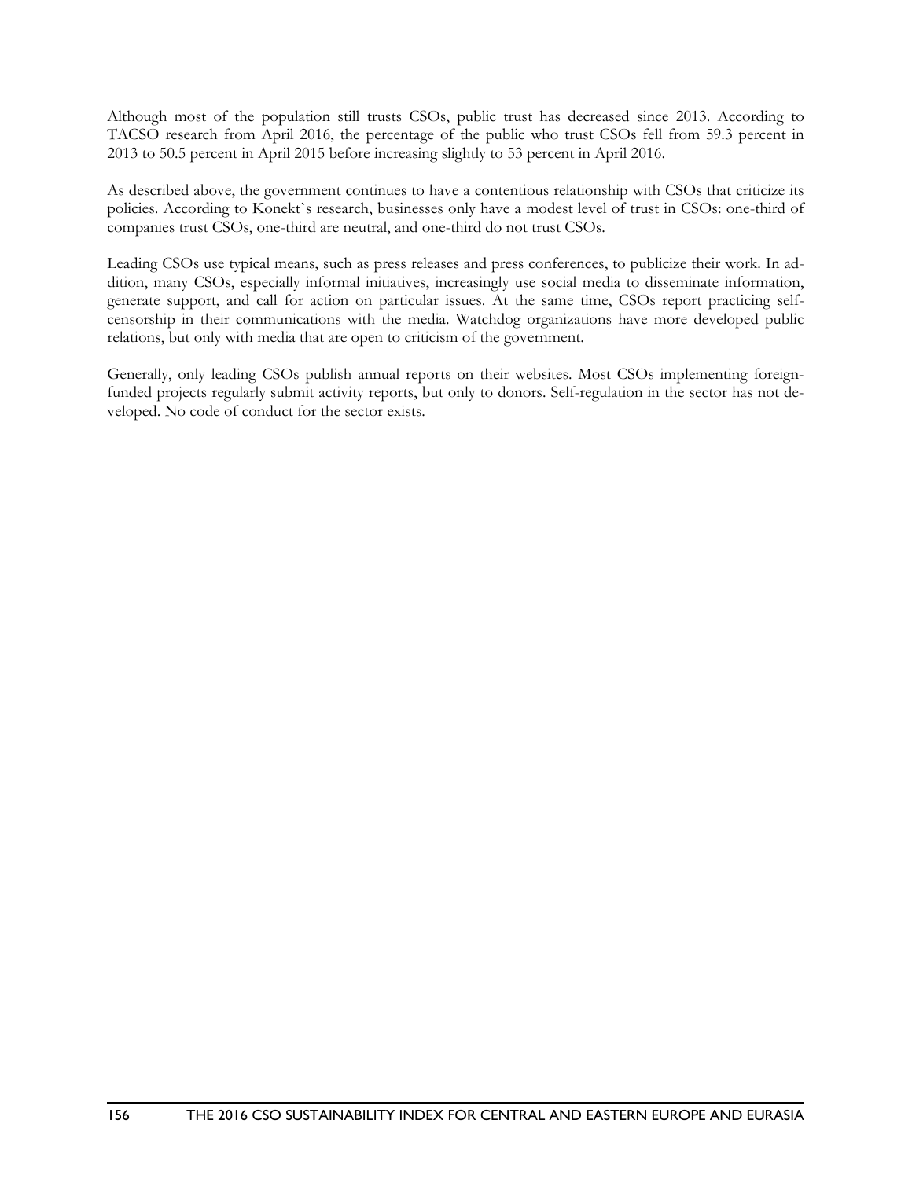Although most of the population still trusts CSOs, public trust has decreased since 2013. According to TACSO research from April 2016, the percentage of the public who trust CSOs fell from 59.3 percent in 2013 to 50.5 percent in April 2015 before increasing slightly to 53 percent in April 2016.

As described above, the government continues to have a contentious relationship with CSOs that criticize its policies. According to Konekt`s research, businesses only have a modest level of trust in CSOs: one-third of companies trust CSOs, one-third are neutral, and one-third do not trust CSOs.

Leading CSOs use typical means, such as press releases and press conferences, to publicize their work. In addition, many CSOs, especially informal initiatives, increasingly use social media to disseminate information, generate support, and call for action on particular issues. At the same time, CSOs report practicing self-censorship in their communications with the media. Watchdog organizations have more developed public relations, but only with media that are open to criticism of the government.

Generally, only leading CSOs publish annual reports on their websites. Most CSOs implementing foreign-funded projects regularly submit activity reports, but only to donors. Self-regulation in the sector has not developed. No code of conduct for the sector exists.